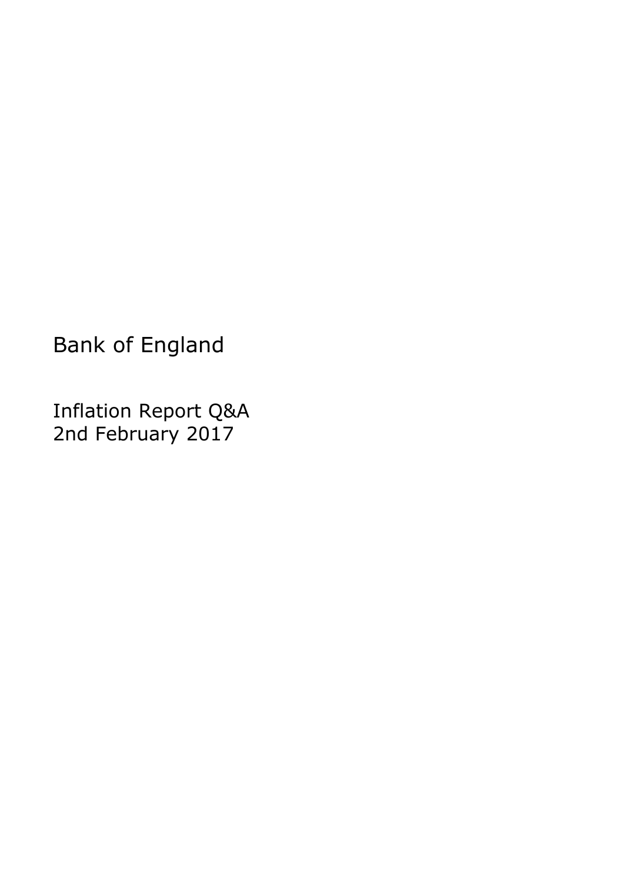# Bank of England

## Inflation Report Q&A
## 2nd February 2017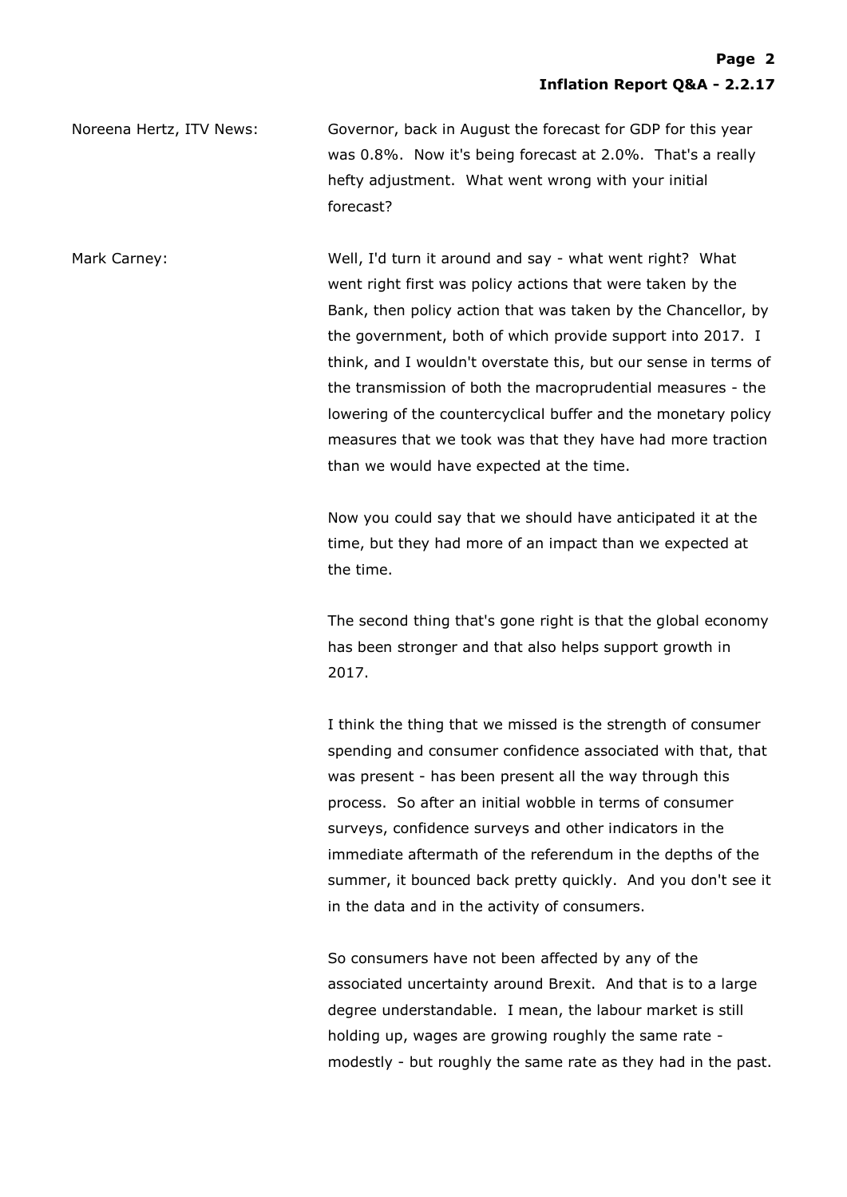**Noreena Hertz, ITV News:** Governor, back in August the forecast for GDP for this year was 0.8%. Now it's being forecast at 2.0%. That's a really hefty adjustment. What went wrong with your initial forecast?

**Mark Carney:** Well, I'd turn it around and say - what went right? What went right first was policy actions that were taken by the Bank, then policy action that was taken by the Chancellor, by the government, both of which provide support into 2017. I think, and I wouldn't overstate this, but our sense in terms of the transmission of both the macroprudential measures - the lowering of the countercyclical buffer and the monetary policy measures that we took was that they have had more traction than we would have expected at the time.

Now you could say that we should have anticipated it at the time, but they had more of an impact than we expected at the time.

The second thing that's gone right is that the global economy has been stronger and that also helps support growth in 2017.

I think the thing that we missed is the strength of consumer spending and consumer confidence associated with that, that was present - has been present all the way through this process. So after an initial wobble in terms of consumer surveys, confidence surveys and other indicators in the immediate aftermath of the referendum in the depths of the summer, it bounced back pretty quickly. And you don't see it in the data and in the activity of consumers.

So consumers have not been affected by any of the associated uncertainty around Brexit. And that is to a large degree understandable. I mean, the labour market is still holding up, wages are growing roughly the same rate - modestly - but roughly the same rate as they had in the past.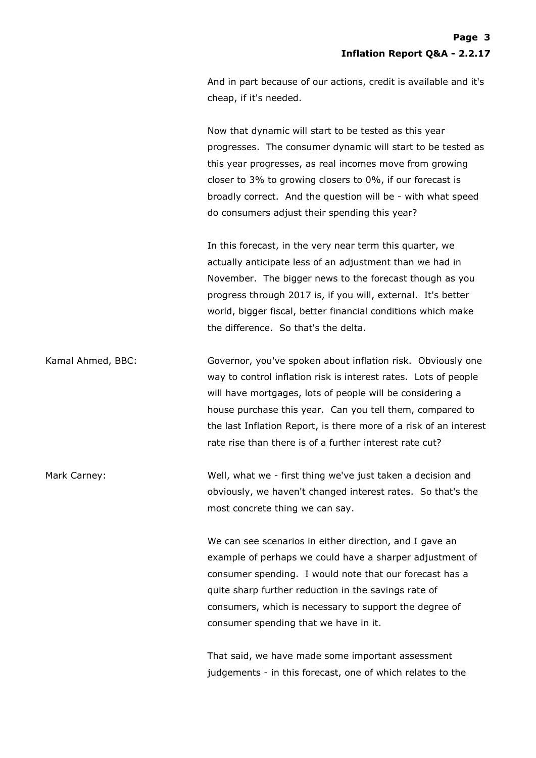And in part because of our actions, credit is available and it's cheap, if it's needed.

Now that dynamic will start to be tested as this year progresses. The consumer dynamic will start to be tested as this year progresses, as real incomes move from growing closer to 3% to growing closers to 0%, if our forecast is broadly correct. And the question will be - with what speed do consumers adjust their spending this year?

In this forecast, in the very near term this quarter, we actually anticipate less of an adjustment than we had in November. The bigger news to the forecast though as you progress through 2017 is, if you will, external. It's better world, bigger fiscal, better financial conditions which make the difference. So that's the delta.

Kamal Ahmed, BBC: Governor, you've spoken about inflation risk. Obviously one way to control inflation risk is interest rates. Lots of people will have mortgages, lots of people will be considering a house purchase this year. Can you tell them, compared to the last Inflation Report, is there more of a risk of an interest rate rise than there is of a further interest rate cut?

Mark Carney: Well, what we - first thing we've just taken a decision and obviously, we haven't changed interest rates. So that's the most concrete thing we can say.

We can see scenarios in either direction, and I gave an example of perhaps we could have a sharper adjustment of consumer spending. I would note that our forecast has a quite sharp further reduction in the savings rate of consumers, which is necessary to support the degree of consumer spending that we have in it.

That said, we have made some important assessment judgements - in this forecast, one of which relates to the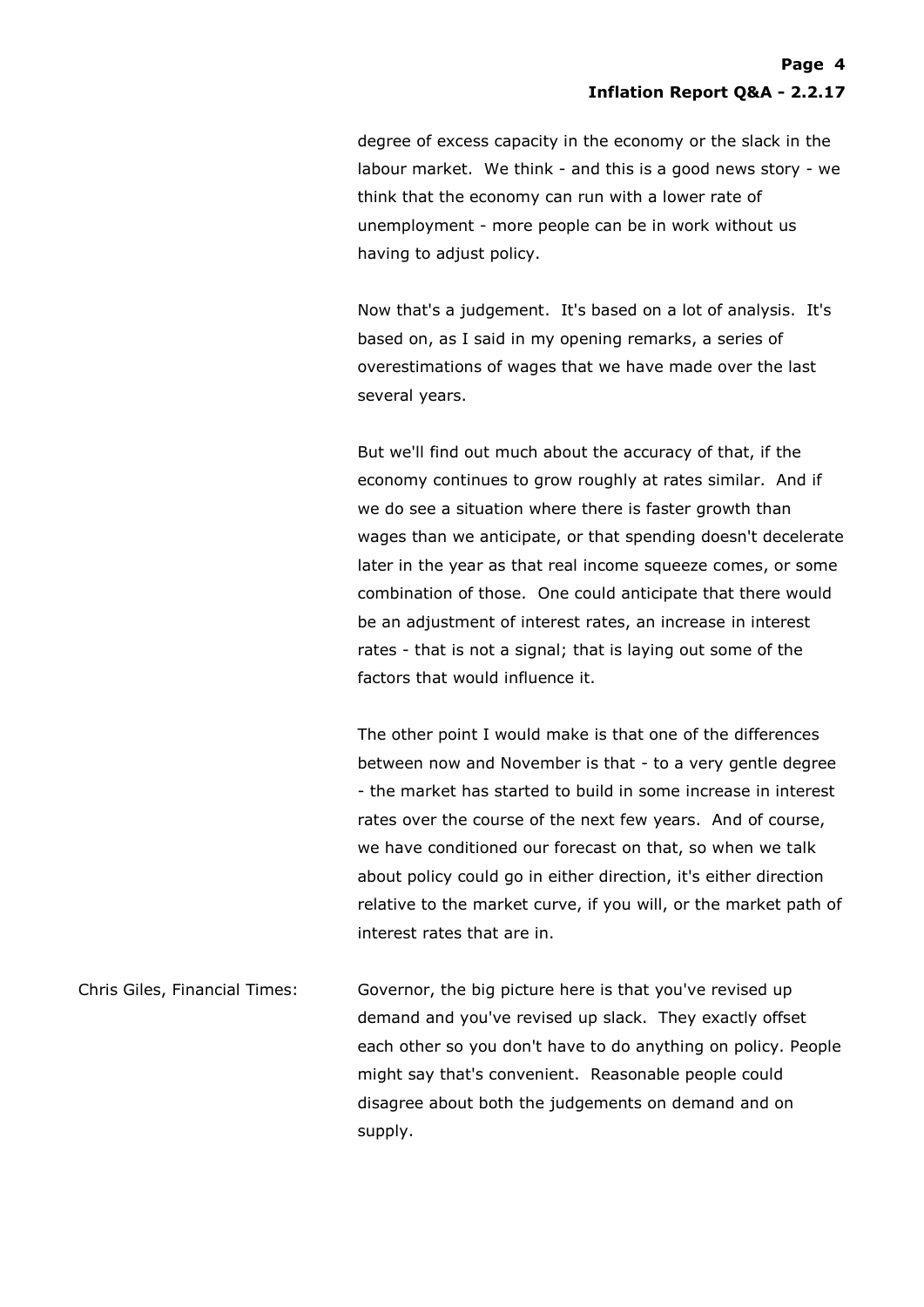degree of excess capacity in the economy or the slack in the labour market. We think - and this is a good news story - we think that the economy can run with a lower rate of unemployment - more people can be in work without us having to adjust policy.

Now that's a judgement. It's based on a lot of analysis. It's based on, as I said in my opening remarks, a series of overestimations of wages that we have made over the last several years.

But we'll find out much about the accuracy of that, if the economy continues to grow roughly at rates similar. And if we do see a situation where there is faster growth than wages than we anticipate, or that spending doesn't decelerate later in the year as that real income squeeze comes, or some combination of those. One could anticipate that there would be an adjustment of interest rates, an increase in interest rates - that is not a signal; that is laying out some of the factors that would influence it.

The other point I would make is that one of the differences between now and November is that - to a very gentle degree - the market has started to build in some increase in interest rates over the course of the next few years. And of course, we have conditioned our forecast on that, so when we talk about policy could go in either direction, it's either direction relative to the market curve, if you will, or the market path of interest rates that are in.

Chris Giles, Financial Times: Governor, the big picture here is that you've revised up demand and you've revised up slack. They exactly offset each other so you don't have to do anything on policy. People might say that's convenient. Reasonable people could disagree about both the judgements on demand and on supply.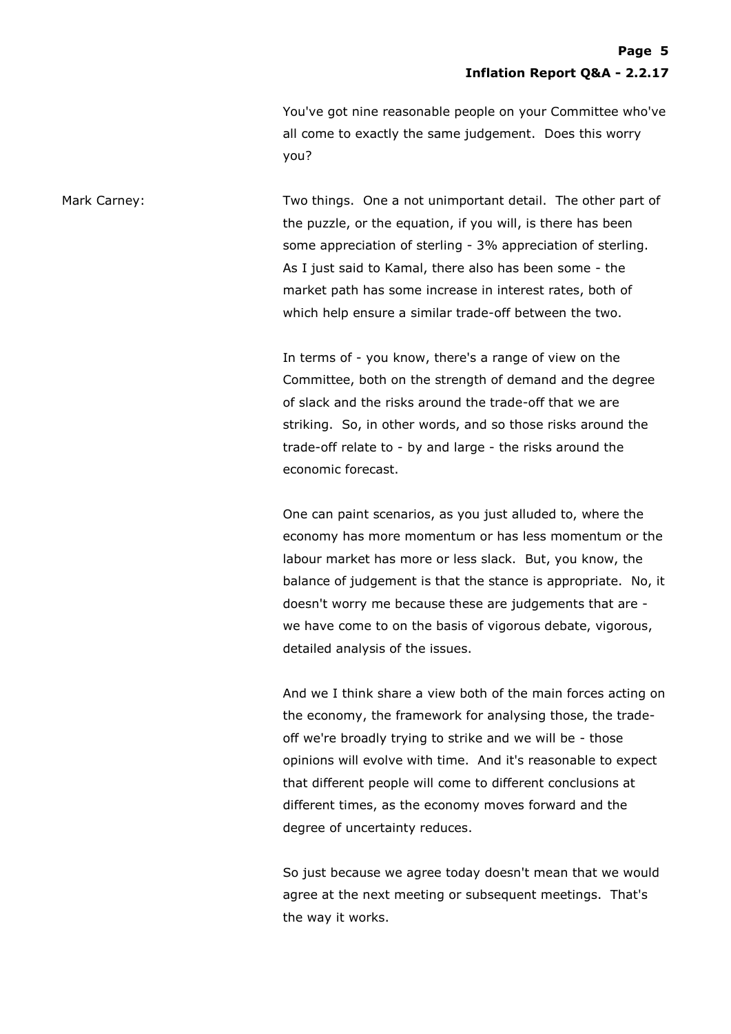You've got nine reasonable people on your Committee who've all come to exactly the same judgement. Does this worry you?

Mark Carney: Two things. One a not unimportant detail. The other part of the puzzle, or the equation, if you will, is there has been some appreciation of sterling - 3% appreciation of sterling. As I just said to Kamal, there also has been some - the market path has some increase in interest rates, both of which help ensure a similar trade-off between the two.

In terms of - you know, there's a range of view on the Committee, both on the strength of demand and the degree of slack and the risks around the trade-off that we are striking. So, in other words, and so those risks around the trade-off relate to - by and large - the risks around the economic forecast.

One can paint scenarios, as you just alluded to, where the economy has more momentum or has less momentum or the labour market has more or less slack. But, you know, the balance of judgement is that the stance is appropriate. No, it doesn't worry me because these are judgements that are - we have come to on the basis of vigorous debate, vigorous, detailed analysis of the issues.

And we I think share a view both of the main forces acting on the economy, the framework for analysing those, the trade-off we're broadly trying to strike and we will be - those opinions will evolve with time. And it's reasonable to expect that different people will come to different conclusions at different times, as the economy moves forward and the degree of uncertainty reduces.

So just because we agree today doesn't mean that we would agree at the next meeting or subsequent meetings. That's the way it works.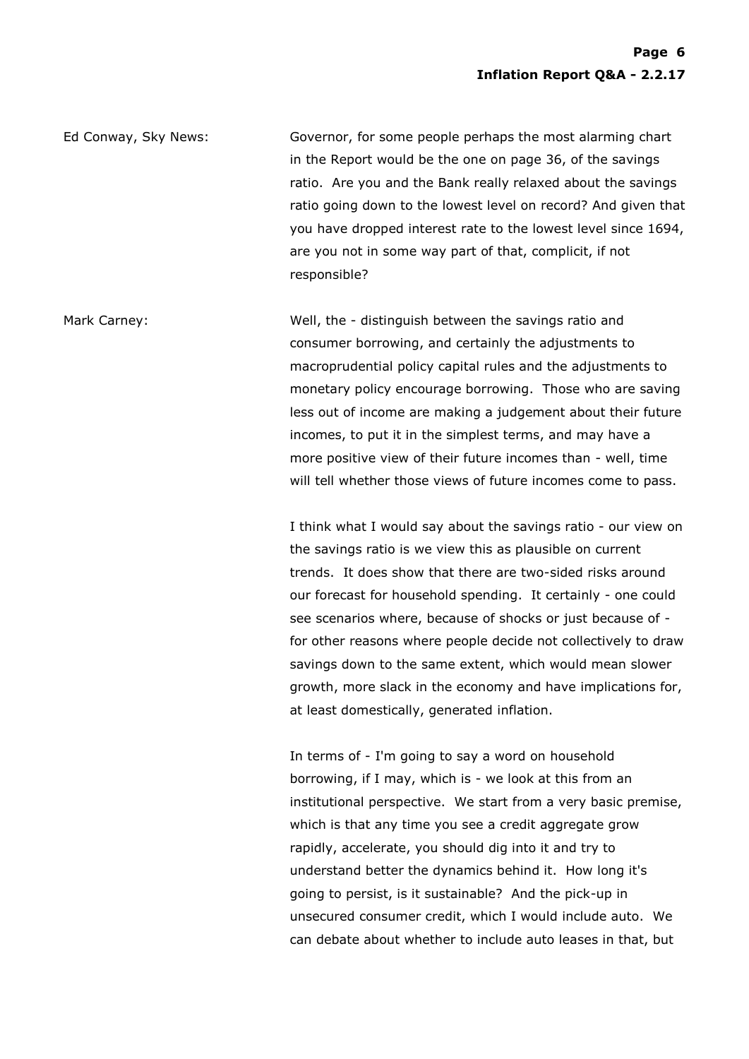Ed Conway, Sky News: Governor, for some people perhaps the most alarming chart in the Report would be the one on page 36, of the savings ratio. Are you and the Bank really relaxed about the savings ratio going down to the lowest level on record? And given that you have dropped interest rate to the lowest level since 1694, are you not in some way part of that, complicit, if not responsible?

Mark Carney: Well, the - distinguish between the savings ratio and consumer borrowing, and certainly the adjustments to macroprudential policy capital rules and the adjustments to monetary policy encourage borrowing. Those who are saving less out of income are making a judgement about their future incomes, to put it in the simplest terms, and may have a more positive view of their future incomes than - well, time will tell whether those views of future incomes come to pass.

I think what I would say about the savings ratio - our view on the savings ratio is we view this as plausible on current trends. It does show that there are two-sided risks around our forecast for household spending. It certainly - one could see scenarios where, because of shocks or just because of - for other reasons where people decide not collectively to draw savings down to the same extent, which would mean slower growth, more slack in the economy and have implications for, at least domestically, generated inflation.

In terms of - I'm going to say a word on household borrowing, if I may, which is - we look at this from an institutional perspective. We start from a very basic premise, which is that any time you see a credit aggregate grow rapidly, accelerate, you should dig into it and try to understand better the dynamics behind it. How long it's going to persist, is it sustainable? And the pick-up in unsecured consumer credit, which I would include auto. We can debate about whether to include auto leases in that, but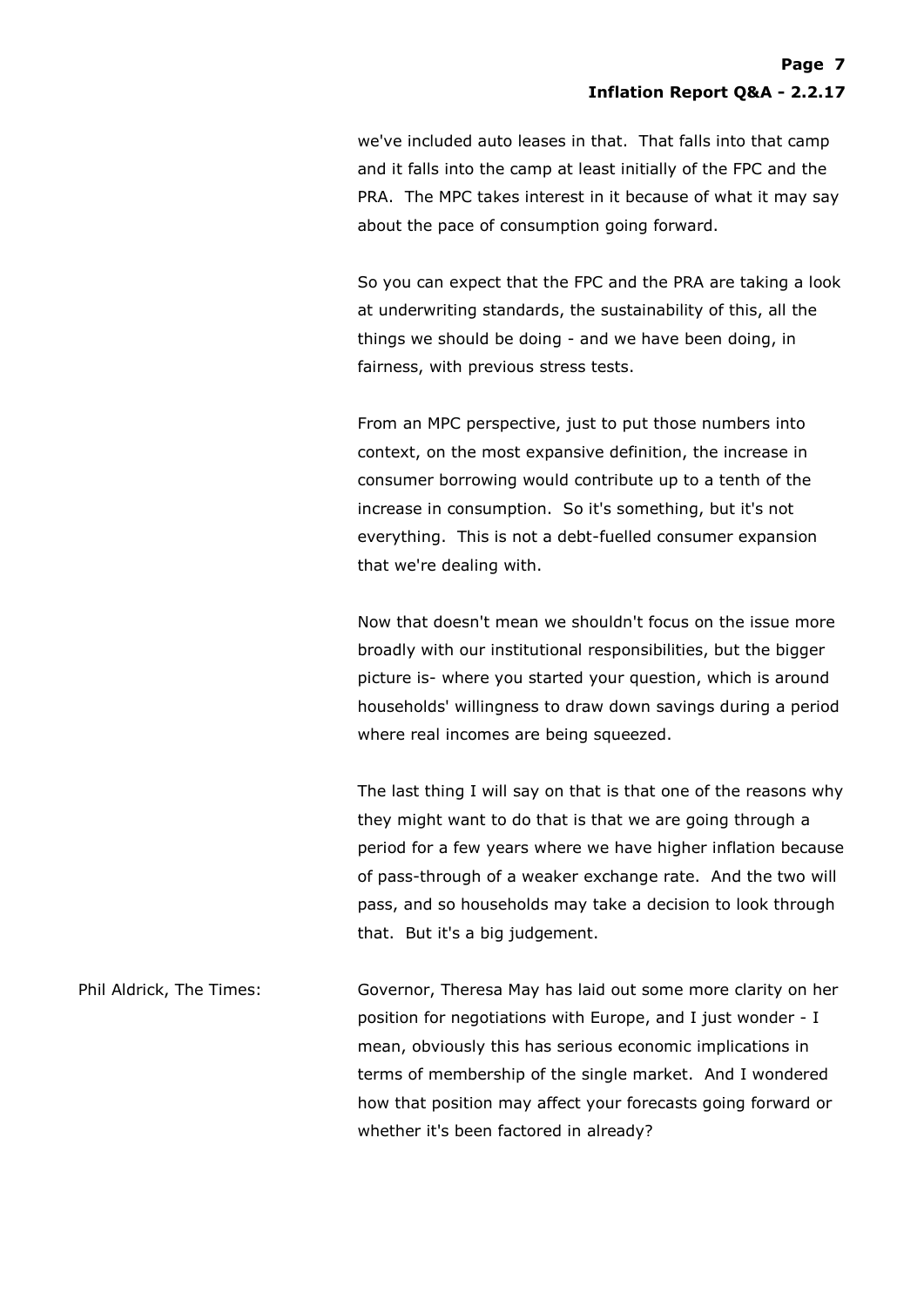we've included auto leases in that. That falls into that camp and it falls into the camp at least initially of the FPC and the PRA. The MPC takes interest in it because of what it may say about the pace of consumption going forward.

So you can expect that the FPC and the PRA are taking a look at underwriting standards, the sustainability of this, all the things we should be doing - and we have been doing, in fairness, with previous stress tests.

From an MPC perspective, just to put those numbers into context, on the most expansive definition, the increase in consumer borrowing would contribute up to a tenth of the increase in consumption. So it's something, but it's not everything. This is not a debt-fuelled consumer expansion that we're dealing with.

Now that doesn't mean we shouldn't focus on the issue more broadly with our institutional responsibilities, but the bigger picture is- where you started your question, which is around households' willingness to draw down savings during a period where real incomes are being squeezed.

The last thing I will say on that is that one of the reasons why they might want to do that is that we are going through a period for a few years where we have higher inflation because of pass-through of a weaker exchange rate. And the two will pass, and so households may take a decision to look through that. But it's a big judgement.

Phil Aldrick, The Times: Governor, Theresa May has laid out some more clarity on her position for negotiations with Europe, and I just wonder - I mean, obviously this has serious economic implications in terms of membership of the single market. And I wondered how that position may affect your forecasts going forward or whether it's been factored in already?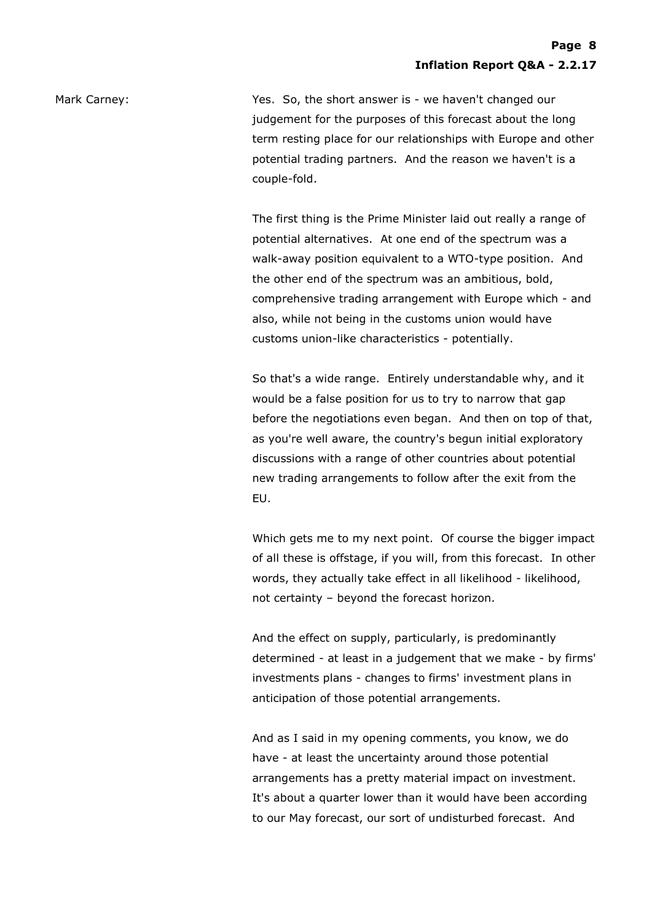Mark Carney: Yes. So, the short answer is - we haven't changed our judgement for the purposes of this forecast about the long term resting place for our relationships with Europe and other potential trading partners. And the reason we haven't is a couple-fold.

The first thing is the Prime Minister laid out really a range of potential alternatives. At one end of the spectrum was a walk-away position equivalent to a WTO-type position. And the other end of the spectrum was an ambitious, bold, comprehensive trading arrangement with Europe which - and also, while not being in the customs union would have customs union-like characteristics - potentially.

So that's a wide range. Entirely understandable why, and it would be a false position for us to try to narrow that gap before the negotiations even began. And then on top of that, as you're well aware, the country's begun initial exploratory discussions with a range of other countries about potential new trading arrangements to follow after the exit from the EU.

Which gets me to my next point. Of course the bigger impact of all these is offstage, if you will, from this forecast. In other words, they actually take effect in all likelihood - likelihood, not certainty – beyond the forecast horizon.

And the effect on supply, particularly, is predominantly determined - at least in a judgement that we make - by firms' investments plans - changes to firms' investment plans in anticipation of those potential arrangements.

And as I said in my opening comments, you know, we do have - at least the uncertainty around those potential arrangements has a pretty material impact on investment. It's about a quarter lower than it would have been according to our May forecast, our sort of undisturbed forecast. And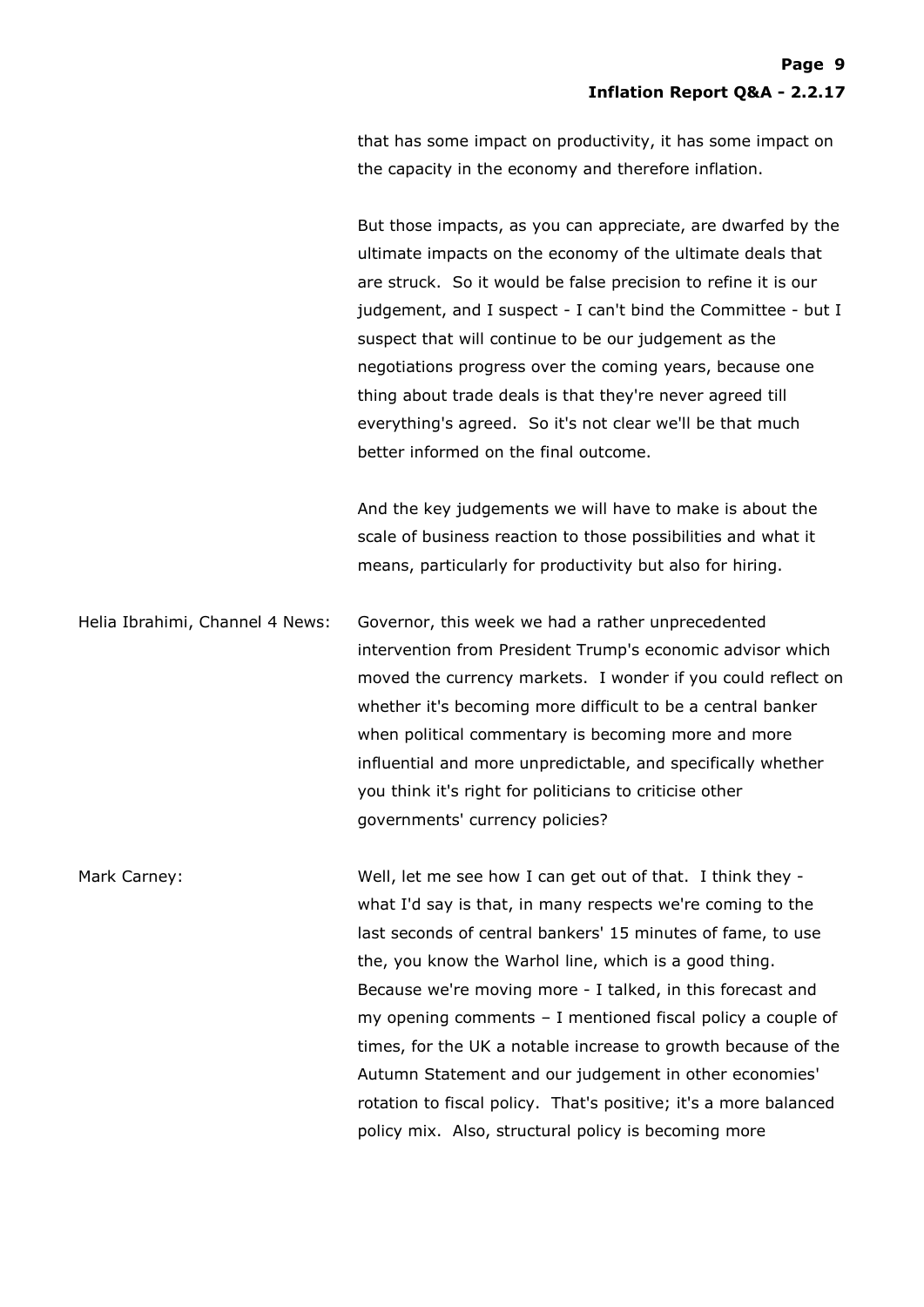that has some impact on productivity, it has some impact on the capacity in the economy and therefore inflation.

But those impacts, as you can appreciate, are dwarfed by the ultimate impacts on the economy of the ultimate deals that are struck. So it would be false precision to refine it is our judgement, and I suspect - I can't bind the Committee - but I suspect that will continue to be our judgement as the negotiations progress over the coming years, because one thing about trade deals is that they're never agreed till everything's agreed. So it's not clear we'll be that much better informed on the final outcome.

And the key judgements we will have to make is about the scale of business reaction to those possibilities and what it means, particularly for productivity but also for hiring.

Helia Ibrahimi, Channel 4 News: Governor, this week we had a rather unprecedented intervention from President Trump's economic advisor which moved the currency markets. I wonder if you could reflect on whether it's becoming more difficult to be a central banker when political commentary is becoming more and more influential and more unpredictable, and specifically whether you think it's right for politicians to criticise other governments' currency policies?

Mark Carney: Well, let me see how I can get out of that. I think they - what I'd say is that, in many respects we're coming to the last seconds of central bankers' 15 minutes of fame, to use the, you know the Warhol line, which is a good thing. Because we're moving more - I talked, in this forecast and my opening comments – I mentioned fiscal policy a couple of times, for the UK a notable increase to growth because of the Autumn Statement and our judgement in other economies' rotation to fiscal policy. That's positive; it's a more balanced policy mix. Also, structural policy is becoming more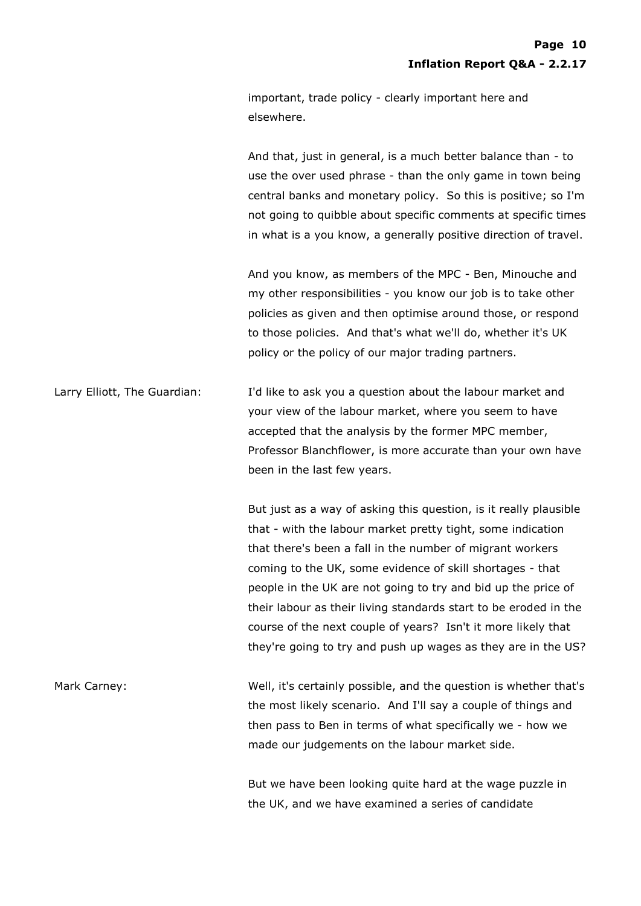important, trade policy - clearly important here and elsewhere.

And that, just in general, is a much better balance than - to use the over used phrase - than the only game in town being central banks and monetary policy. So this is positive; so I'm not going to quibble about specific comments at specific times in what is a you know, a generally positive direction of travel.

And you know, as members of the MPC - Ben, Minouche and my other responsibilities - you know our job is to take other policies as given and then optimise around those, or respond to those policies. And that's what we'll do, whether it's UK policy or the policy of our major trading partners.

**Larry Elliott, The Guardian:** I'd like to ask you a question about the labour market and your view of the labour market, where you seem to have accepted that the analysis by the former MPC member, Professor Blanchflower, is more accurate than your own have been in the last few years.

But just as a way of asking this question, is it really plausible that - with the labour market pretty tight, some indication that there's been a fall in the number of migrant workers coming to the UK, some evidence of skill shortages - that people in the UK are not going to try and bid up the price of their labour as their living standards start to be eroded in the course of the next couple of years? Isn't it more likely that they're going to try and push up wages as they are in the US?

**Mark Carney:** Well, it's certainly possible, and the question is whether that's the most likely scenario. And I'll say a couple of things and then pass to Ben in terms of what specifically we - how we made our judgements on the labour market side.

But we have been looking quite hard at the wage puzzle in the UK, and we have examined a series of candidate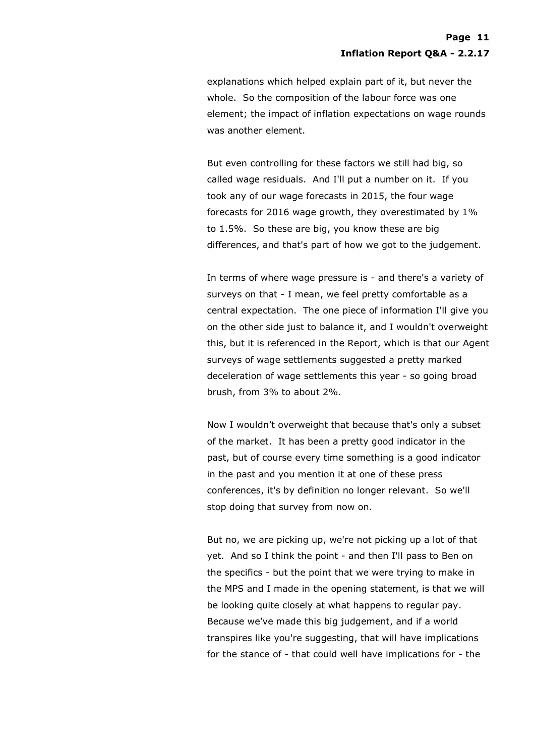explanations which helped explain part of it, but never the whole. So the composition of the labour force was one element; the impact of inflation expectations on wage rounds was another element.

But even controlling for these factors we still had big, so called wage residuals. And I'll put a number on it. If you took any of our wage forecasts in 2015, the four wage forecasts for 2016 wage growth, they overestimated by 1% to 1.5%. So these are big, you know these are big differences, and that's part of how we got to the judgement.

In terms of where wage pressure is - and there's a variety of surveys on that - I mean, we feel pretty comfortable as a central expectation. The one piece of information I'll give you on the other side just to balance it, and I wouldn't overweight this, but it is referenced in the Report, which is that our Agent surveys of wage settlements suggested a pretty marked deceleration of wage settlements this year - so going broad brush, from 3% to about 2%.

Now I wouldn't overweight that because that's only a subset of the market. It has been a pretty good indicator in the past, but of course every time something is a good indicator in the past and you mention it at one of these press conferences, it's by definition no longer relevant. So we'll stop doing that survey from now on.

But no, we are picking up, we're not picking up a lot of that yet. And so I think the point - and then I'll pass to Ben on the specifics - but the point that we were trying to make in the MPS and I made in the opening statement, is that we will be looking quite closely at what happens to regular pay. Because we've made this big judgement, and if a world transpires like you're suggesting, that will have implications for the stance of - that could well have implications for - the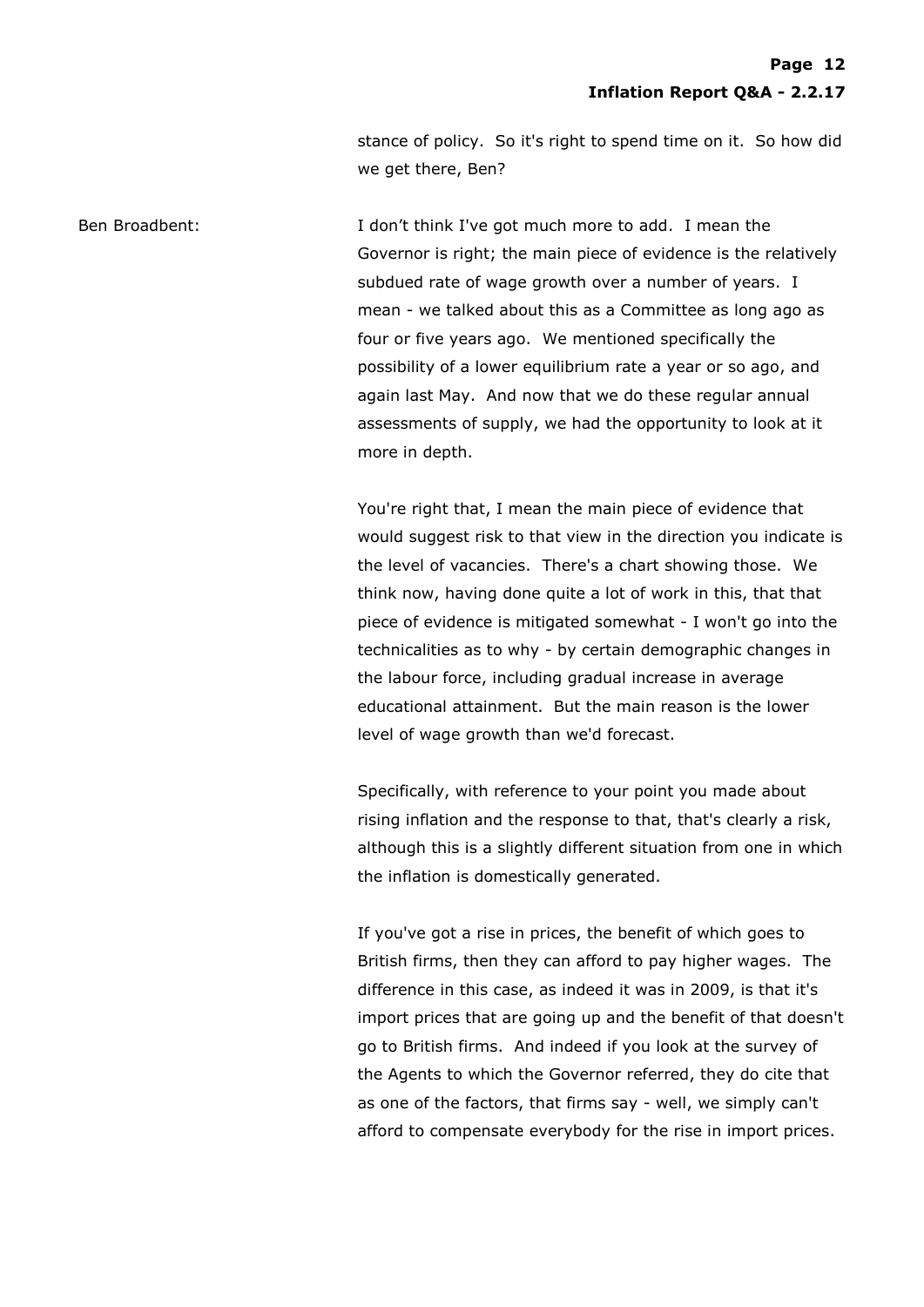stance of policy. So it's right to spend time on it. So how did we get there, Ben?

Ben Broadbent: I don't think I've got much more to add. I mean the Governor is right; the main piece of evidence is the relatively subdued rate of wage growth over a number of years. I mean - we talked about this as a Committee as long ago as four or five years ago. We mentioned specifically the possibility of a lower equilibrium rate a year or so ago, and again last May. And now that we do these regular annual assessments of supply, we had the opportunity to look at it more in depth.

You're right that, I mean the main piece of evidence that would suggest risk to that view in the direction you indicate is the level of vacancies. There's a chart showing those. We think now, having done quite a lot of work in this, that that piece of evidence is mitigated somewhat - I won't go into the technicalities as to why - by certain demographic changes in the labour force, including gradual increase in average educational attainment. But the main reason is the lower level of wage growth than we'd forecast.

Specifically, with reference to your point you made about rising inflation and the response to that, that's clearly a risk, although this is a slightly different situation from one in which the inflation is domestically generated.

If you've got a rise in prices, the benefit of which goes to British firms, then they can afford to pay higher wages. The difference in this case, as indeed it was in 2009, is that it's import prices that are going up and the benefit of that doesn't go to British firms. And indeed if you look at the survey of the Agents to which the Governor referred, they do cite that as one of the factors, that firms say - well, we simply can't afford to compensate everybody for the rise in import prices.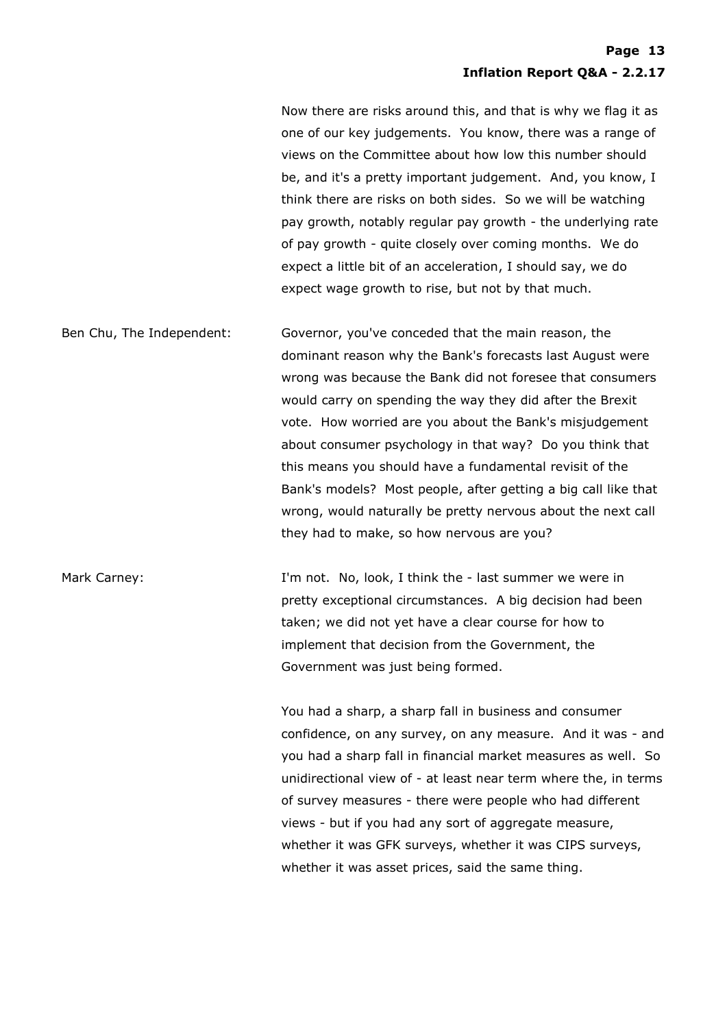Now there are risks around this, and that is why we flag it as one of our key judgements. You know, there was a range of views on the Committee about how low this number should be, and it's a pretty important judgement. And, you know, I think there are risks on both sides. So we will be watching pay growth, notably regular pay growth - the underlying rate of pay growth - quite closely over coming months. We do expect a little bit of an acceleration, I should say, we do expect wage growth to rise, but not by that much.

Ben Chu, The Independent: Governor, you've conceded that the main reason, the dominant reason why the Bank's forecasts last August were wrong was because the Bank did not foresee that consumers would carry on spending the way they did after the Brexit vote. How worried are you about the Bank's misjudgement about consumer psychology in that way? Do you think that this means you should have a fundamental revisit of the Bank's models? Most people, after getting a big call like that wrong, would naturally be pretty nervous about the next call they had to make, so how nervous are you?

Mark Carney: I'm not. No, look, I think the - last summer we were in pretty exceptional circumstances. A big decision had been taken; we did not yet have a clear course for how to implement that decision from the Government, the Government was just being formed.

You had a sharp, a sharp fall in business and consumer confidence, on any survey, on any measure. And it was - and you had a sharp fall in financial market measures as well. So unidirectional view of - at least near term where the, in terms of survey measures - there were people who had different views - but if you had any sort of aggregate measure, whether it was GFK surveys, whether it was CIPS surveys, whether it was asset prices, said the same thing.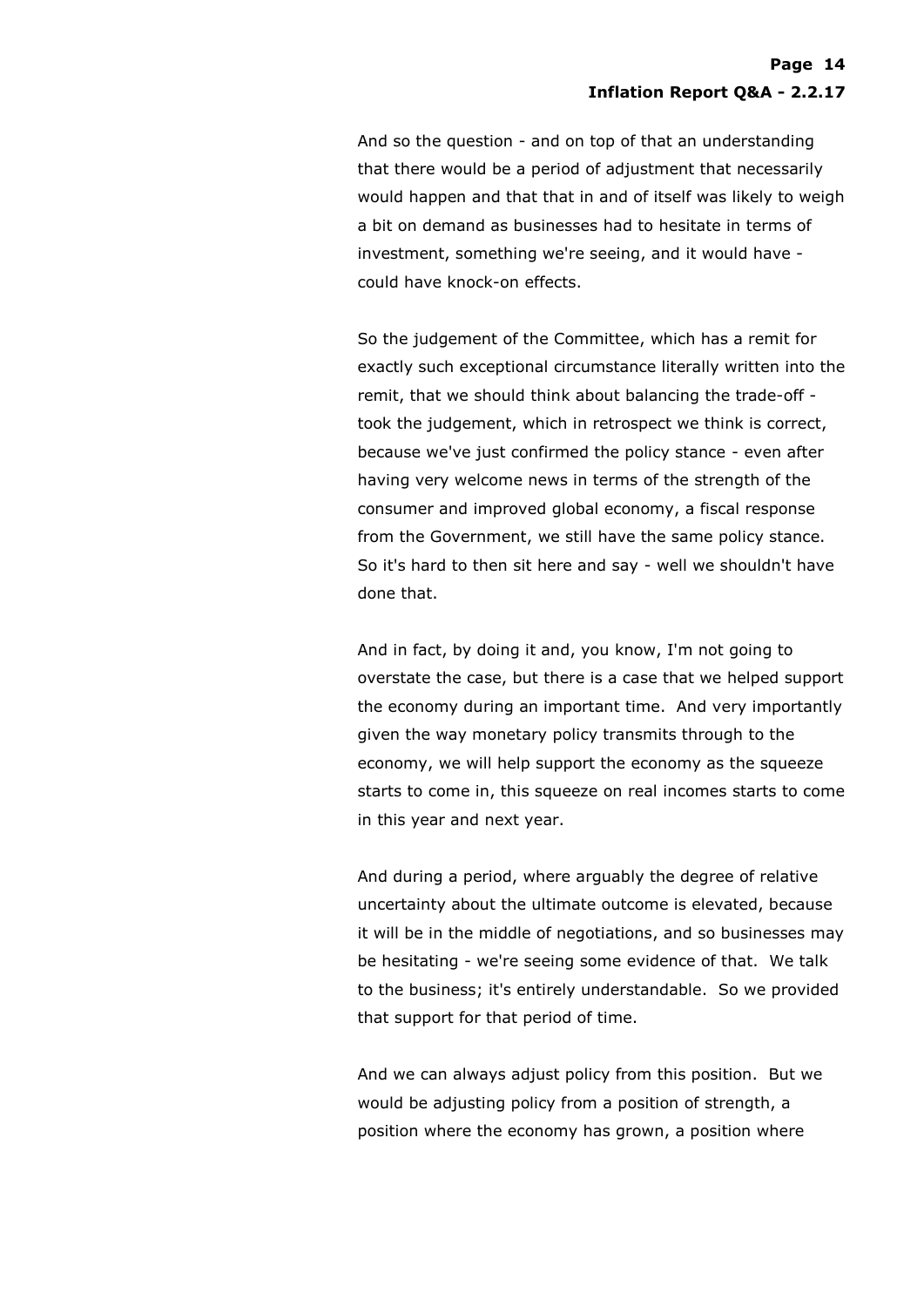And so the question - and on top of that an understanding that there would be a period of adjustment that necessarily would happen and that that in and of itself was likely to weigh a bit on demand as businesses had to hesitate in terms of investment, something we're seeing, and it would have - could have knock-on effects.

So the judgement of the Committee, which has a remit for exactly such exceptional circumstance literally written into the remit, that we should think about balancing the trade-off - took the judgement, which in retrospect we think is correct, because we've just confirmed the policy stance - even after having very welcome news in terms of the strength of the consumer and improved global economy, a fiscal response from the Government, we still have the same policy stance. So it's hard to then sit here and say - well we shouldn't have done that.

And in fact, by doing it and, you know, I'm not going to overstate the case, but there is a case that we helped support the economy during an important time. And very importantly given the way monetary policy transmits through to the economy, we will help support the economy as the squeeze starts to come in, this squeeze on real incomes starts to come in this year and next year.

And during a period, where arguably the degree of relative uncertainty about the ultimate outcome is elevated, because it will be in the middle of negotiations, and so businesses may be hesitating - we're seeing some evidence of that. We talk to the business; it's entirely understandable. So we provided that support for that period of time.

And we can always adjust policy from this position. But we would be adjusting policy from a position of strength, a position where the economy has grown, a position where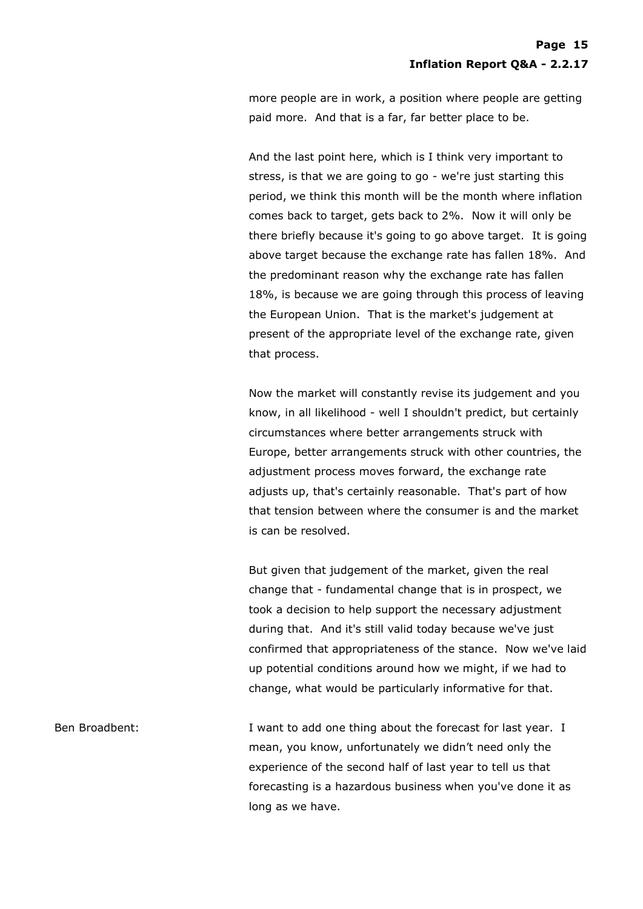more people are in work, a position where people are getting paid more. And that is a far, far better place to be.

And the last point here, which is I think very important to stress, is that we are going to go - we're just starting this period, we think this month will be the month where inflation comes back to target, gets back to 2%. Now it will only be there briefly because it's going to go above target. It is going above target because the exchange rate has fallen 18%. And the predominant reason why the exchange rate has fallen 18%, is because we are going through this process of leaving the European Union. That is the market's judgement at present of the appropriate level of the exchange rate, given that process.

Now the market will constantly revise its judgement and you know, in all likelihood - well I shouldn't predict, but certainly circumstances where better arrangements struck with Europe, better arrangements struck with other countries, the adjustment process moves forward, the exchange rate adjusts up, that's certainly reasonable. That's part of how that tension between where the consumer is and the market is can be resolved.

But given that judgement of the market, given the real change that - fundamental change that is in prospect, we took a decision to help support the necessary adjustment during that. And it's still valid today because we've just confirmed that appropriateness of the stance. Now we've laid up potential conditions around how we might, if we had to change, what would be particularly informative for that.

Ben Broadbent: I want to add one thing about the forecast for last year. I mean, you know, unfortunately we didn't need only the experience of the second half of last year to tell us that forecasting is a hazardous business when you've done it as long as we have.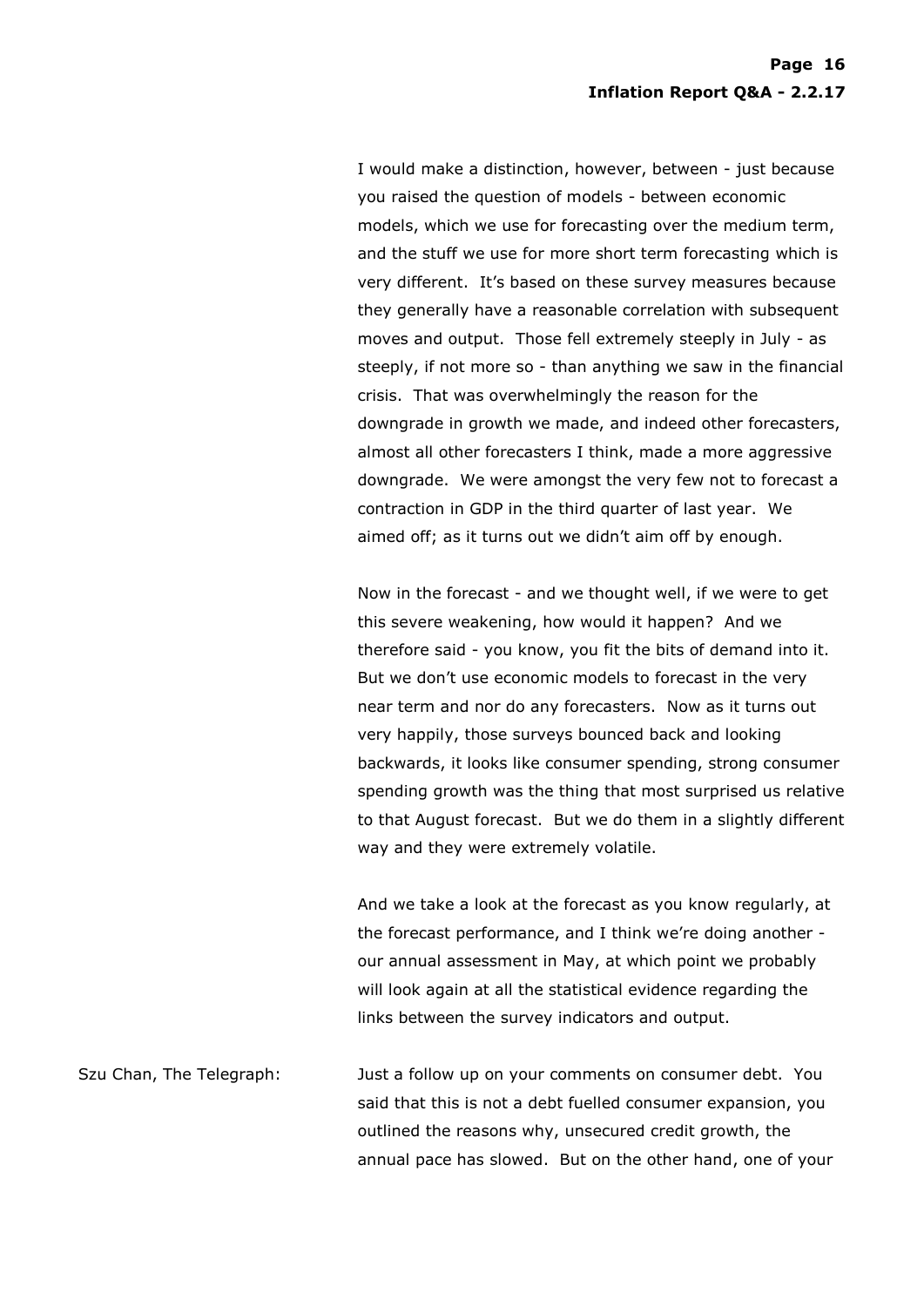I would make a distinction, however, between - just because you raised the question of models - between economic models, which we use for forecasting over the medium term, and the stuff we use for more short term forecasting which is very different. It's based on these survey measures because they generally have a reasonable correlation with subsequent moves and output. Those fell extremely steeply in July - as steeply, if not more so - than anything we saw in the financial crisis. That was overwhelmingly the reason for the downgrade in growth we made, and indeed other forecasters, almost all other forecasters I think, made a more aggressive downgrade. We were amongst the very few not to forecast a contraction in GDP in the third quarter of last year. We aimed off; as it turns out we didn't aim off by enough.

Now in the forecast - and we thought well, if we were to get this severe weakening, how would it happen? And we therefore said - you know, you fit the bits of demand into it. But we don't use economic models to forecast in the very near term and nor do any forecasters. Now as it turns out very happily, those surveys bounced back and looking backwards, it looks like consumer spending, strong consumer spending growth was the thing that most surprised us relative to that August forecast. But we do them in a slightly different way and they were extremely volatile.

And we take a look at the forecast as you know regularly, at the forecast performance, and I think we're doing another - our annual assessment in May, at which point we probably will look again at all the statistical evidence regarding the links between the survey indicators and output.

Szu Chan, The Telegraph: Just a follow up on your comments on consumer debt. You said that this is not a debt fuelled consumer expansion, you outlined the reasons why, unsecured credit growth, the annual pace has slowed. But on the other hand, one of your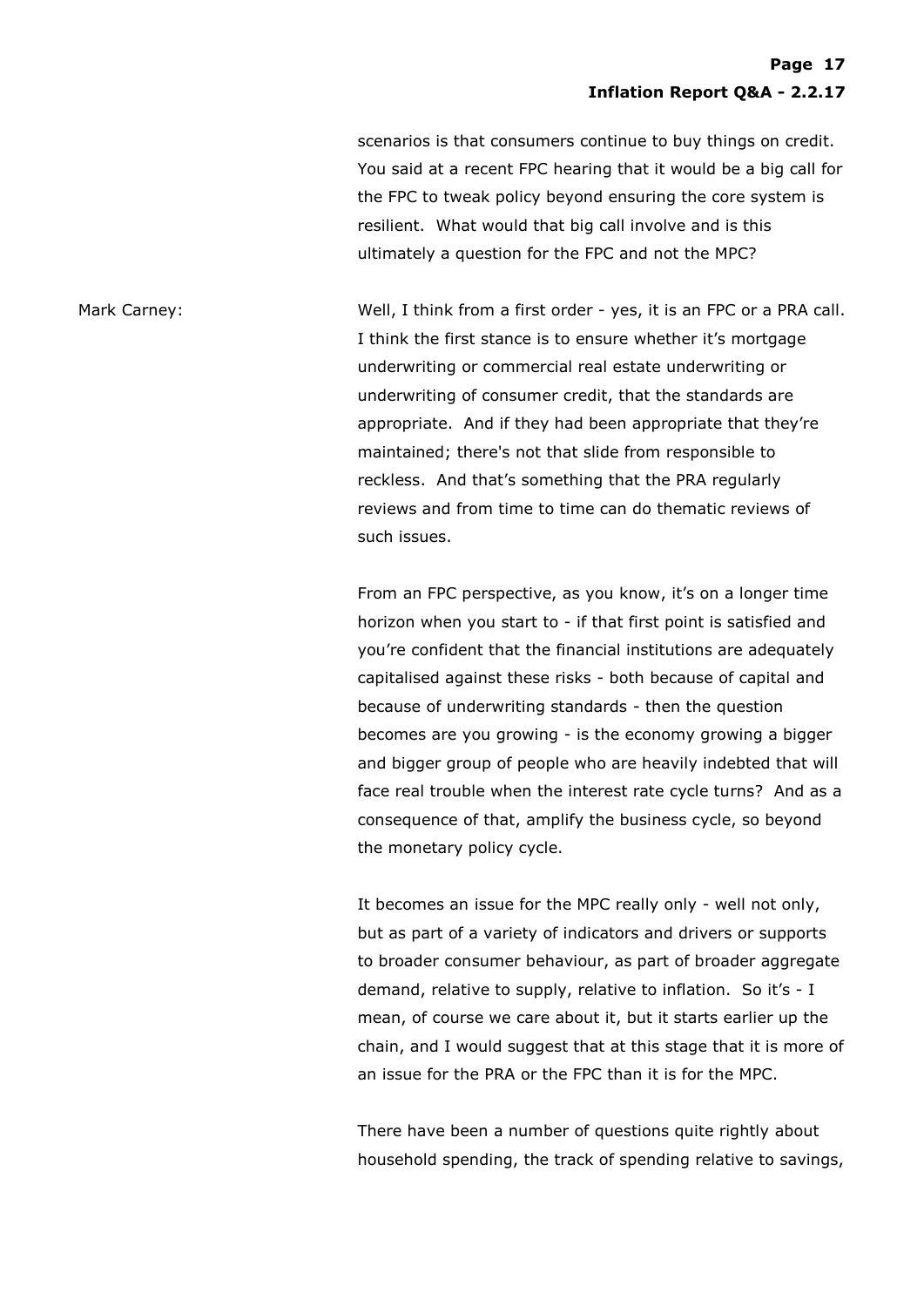scenarios is that consumers continue to buy things on credit. You said at a recent FPC hearing that it would be a big call for the FPC to tweak policy beyond ensuring the core system is resilient. What would that big call involve and is this ultimately a question for the FPC and not the MPC?

Mark Carney: Well, I think from a first order - yes, it is an FPC or a PRA call. I think the first stance is to ensure whether it's mortgage underwriting or commercial real estate underwriting or underwriting of consumer credit, that the standards are appropriate. And if they had been appropriate that they're maintained; there's not that slide from responsible to reckless. And that's something that the PRA regularly reviews and from time to time can do thematic reviews of such issues.

From an FPC perspective, as you know, it's on a longer time horizon when you start to - if that first point is satisfied and you're confident that the financial institutions are adequately capitalised against these risks - both because of capital and because of underwriting standards - then the question becomes are you growing - is the economy growing a bigger and bigger group of people who are heavily indebted that will face real trouble when the interest rate cycle turns? And as a consequence of that, amplify the business cycle, so beyond the monetary policy cycle.

It becomes an issue for the MPC really only - well not only, but as part of a variety of indicators and drivers or supports to broader consumer behaviour, as part of broader aggregate demand, relative to supply, relative to inflation. So it's - I mean, of course we care about it, but it starts earlier up the chain, and I would suggest that at this stage that it is more of an issue for the PRA or the FPC than it is for the MPC.

There have been a number of questions quite rightly about household spending, the track of spending relative to savings,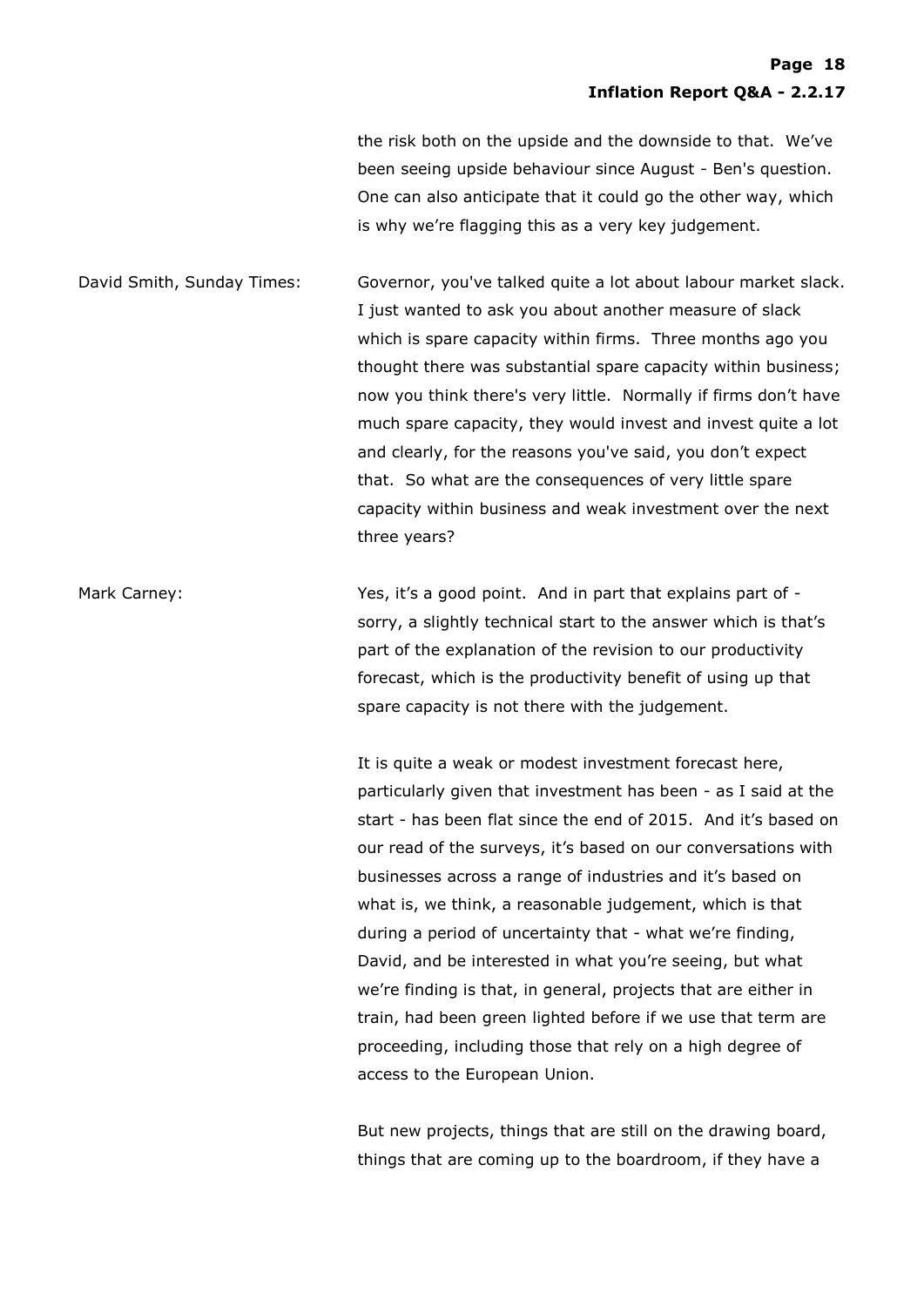the risk both on the upside and the downside to that. We've been seeing upside behaviour since August - Ben's question. One can also anticipate that it could go the other way, which is why we're flagging this as a very key judgement.

David Smith, Sunday Times: Governor, you've talked quite a lot about labour market slack. I just wanted to ask you about another measure of slack which is spare capacity within firms. Three months ago you thought there was substantial spare capacity within business; now you think there's very little. Normally if firms don't have much spare capacity, they would invest and invest quite a lot and clearly, for the reasons you've said, you don't expect that. So what are the consequences of very little spare capacity within business and weak investment over the next three years?

Mark Carney: Yes, it's a good point. And in part that explains part of - sorry, a slightly technical start to the answer which is that's part of the explanation of the revision to our productivity forecast, which is the productivity benefit of using up that spare capacity is not there with the judgement.

It is quite a weak or modest investment forecast here, particularly given that investment has been - as I said at the start - has been flat since the end of 2015. And it's based on our read of the surveys, it's based on our conversations with businesses across a range of industries and it's based on what is, we think, a reasonable judgement, which is that during a period of uncertainty that - what we're finding, David, and be interested in what you're seeing, but what we're finding is that, in general, projects that are either in train, had been green lighted before if we use that term are proceeding, including those that rely on a high degree of access to the European Union.

But new projects, things that are still on the drawing board, things that are coming up to the boardroom, if they have a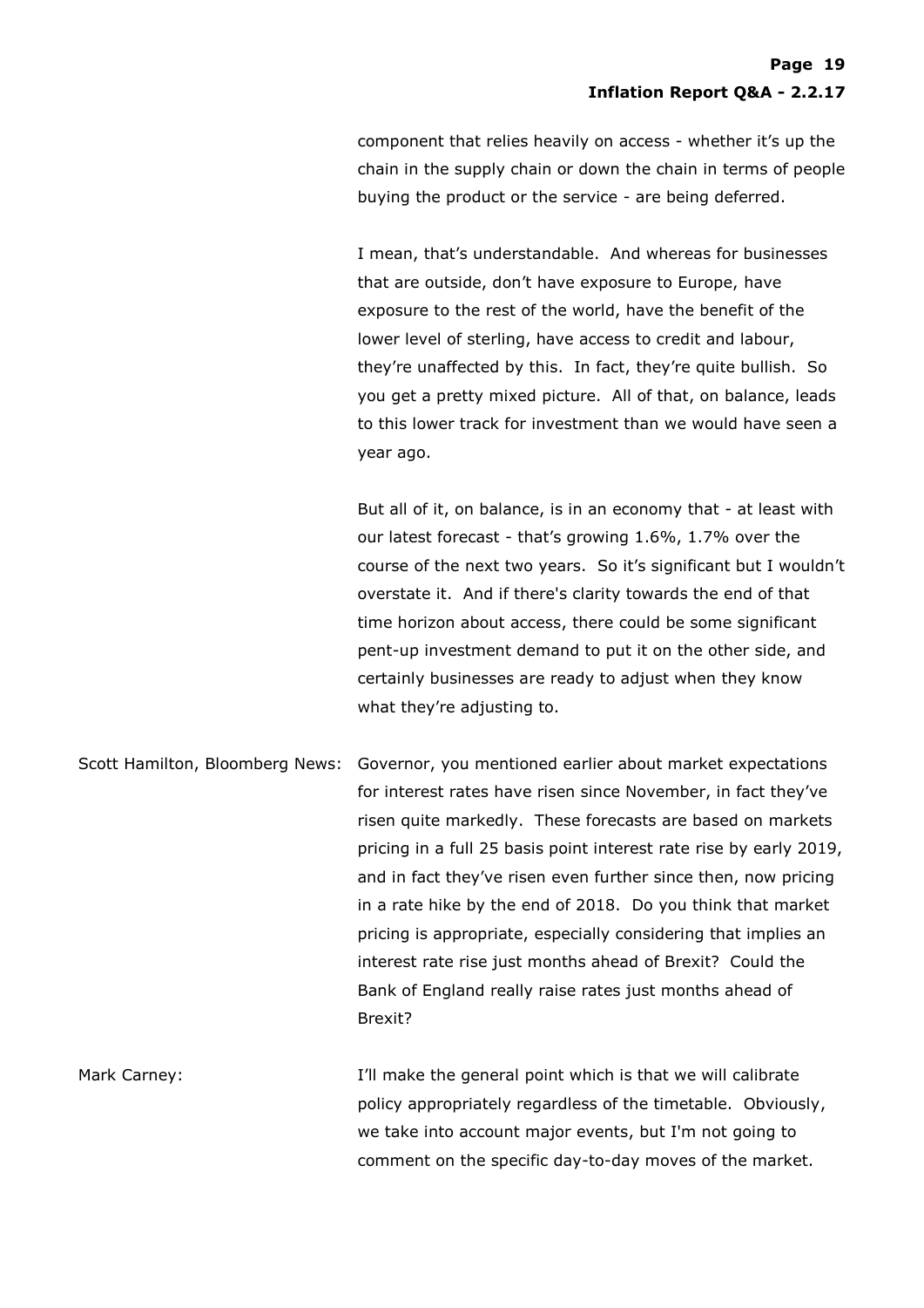component that relies heavily on access - whether it's up the chain in the supply chain or down the chain in terms of people buying the product or the service - are being deferred.

I mean, that's understandable. And whereas for businesses that are outside, don't have exposure to Europe, have exposure to the rest of the world, have the benefit of the lower level of sterling, have access to credit and labour, they're unaffected by this. In fact, they're quite bullish. So you get a pretty mixed picture. All of that, on balance, leads to this lower track for investment than we would have seen a year ago.

But all of it, on balance, is in an economy that - at least with our latest forecast - that's growing 1.6%, 1.7% over the course of the next two years. So it's significant but I wouldn't overstate it. And if there's clarity towards the end of that time horizon about access, there could be some significant pent-up investment demand to put it on the other side, and certainly businesses are ready to adjust when they know what they're adjusting to.

Scott Hamilton, Bloomberg News: Governor, you mentioned earlier about market expectations for interest rates have risen since November, in fact they've risen quite markedly. These forecasts are based on markets pricing in a full 25 basis point interest rate rise by early 2019, and in fact they've risen even further since then, now pricing in a rate hike by the end of 2018. Do you think that market pricing is appropriate, especially considering that implies an interest rate rise just months ahead of Brexit? Could the Bank of England really raise rates just months ahead of Brexit?

Mark Carney: I'll make the general point which is that we will calibrate policy appropriately regardless of the timetable. Obviously, we take into account major events, but I'm not going to comment on the specific day-to-day moves of the market.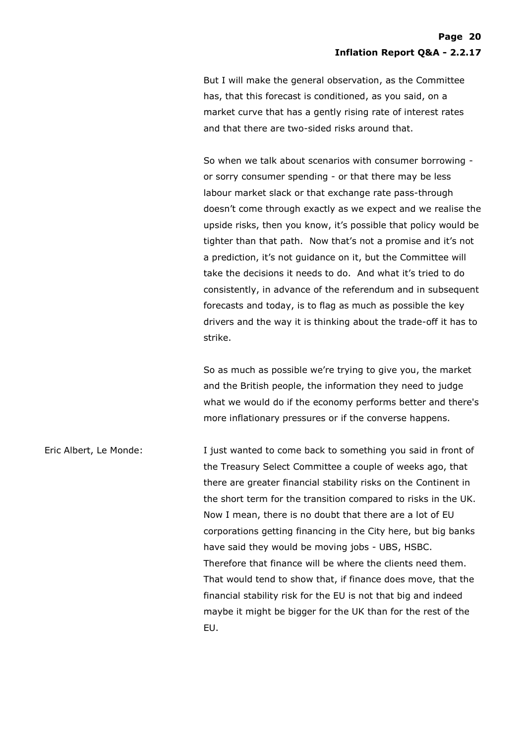But I will make the general observation, as the Committee has, that this forecast is conditioned, as you said, on a market curve that has a gently rising rate of interest rates and that there are two-sided risks around that.

So when we talk about scenarios with consumer borrowing - or sorry consumer spending - or that there may be less labour market slack or that exchange rate pass-through doesn't come through exactly as we expect and we realise the upside risks, then you know, it's possible that policy would be tighter than that path. Now that's not a promise and it's not a prediction, it's not guidance on it, but the Committee will take the decisions it needs to do. And what it's tried to do consistently, in advance of the referendum and in subsequent forecasts and today, is to flag as much as possible the key drivers and the way it is thinking about the trade-off it has to strike.

So as much as possible we're trying to give you, the market and the British people, the information they need to judge what we would do if the economy performs better and there's more inflationary pressures or if the converse happens.

Eric Albert, Le Monde: I just wanted to come back to something you said in front of the Treasury Select Committee a couple of weeks ago, that there are greater financial stability risks on the Continent in the short term for the transition compared to risks in the UK. Now I mean, there is no doubt that there are a lot of EU corporations getting financing in the City here, but big banks have said they would be moving jobs - UBS, HSBC. Therefore that finance will be where the clients need them. That would tend to show that, if finance does move, that the financial stability risk for the EU is not that big and indeed maybe it might be bigger for the UK than for the rest of the EU.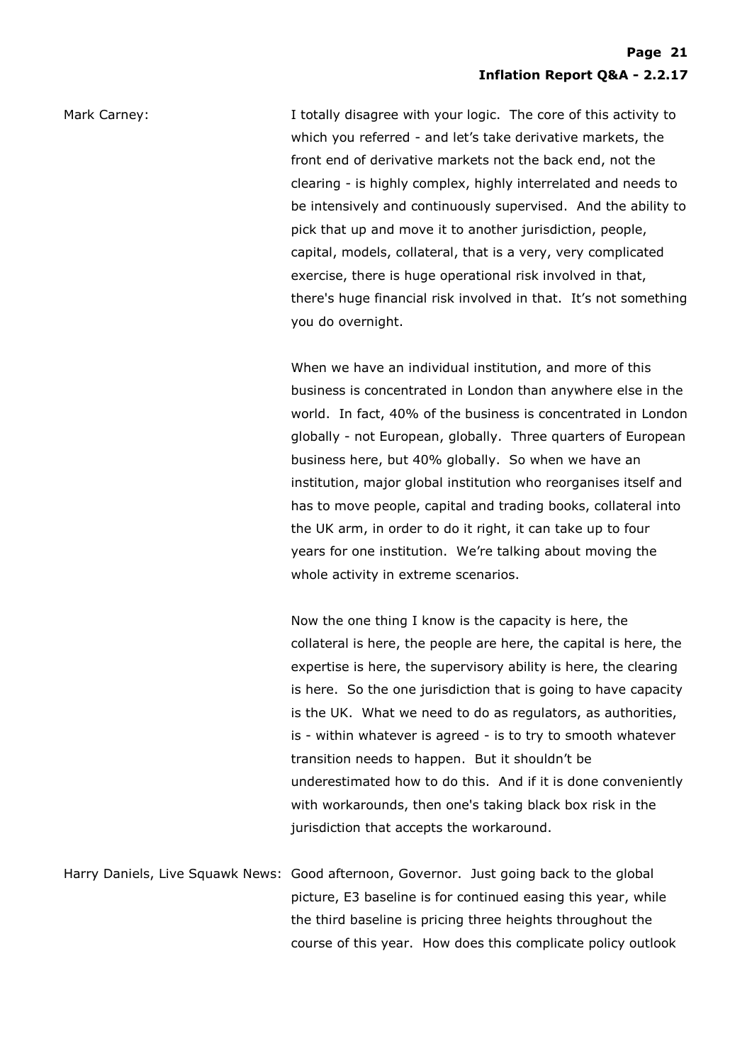Mark Carney: I totally disagree with your logic. The core of this activity to which you referred - and let's take derivative markets, the front end of derivative markets not the back end, not the clearing - is highly complex, highly interrelated and needs to be intensively and continuously supervised. And the ability to pick that up and move it to another jurisdiction, people, capital, models, collateral, that is a very, very complicated exercise, there is huge operational risk involved in that, there's huge financial risk involved in that. It's not something you do overnight.

When we have an individual institution, and more of this business is concentrated in London than anywhere else in the world. In fact, 40% of the business is concentrated in London globally - not European, globally. Three quarters of European business here, but 40% globally. So when we have an institution, major global institution who reorganises itself and has to move people, capital and trading books, collateral into the UK arm, in order to do it right, it can take up to four years for one institution. We're talking about moving the whole activity in extreme scenarios.

Now the one thing I know is the capacity is here, the collateral is here, the people are here, the capital is here, the expertise is here, the supervisory ability is here, the clearing is here. So the one jurisdiction that is going to have capacity is the UK. What we need to do as regulators, as authorities, is - within whatever is agreed - is to try to smooth whatever transition needs to happen. But it shouldn't be underestimated how to do this. And if it is done conveniently with workarounds, then one's taking black box risk in the jurisdiction that accepts the workaround.

Harry Daniels, Live Squawk News: Good afternoon, Governor. Just going back to the global picture, E3 baseline is for continued easing this year, while the third baseline is pricing three heights throughout the course of this year. How does this complicate policy outlook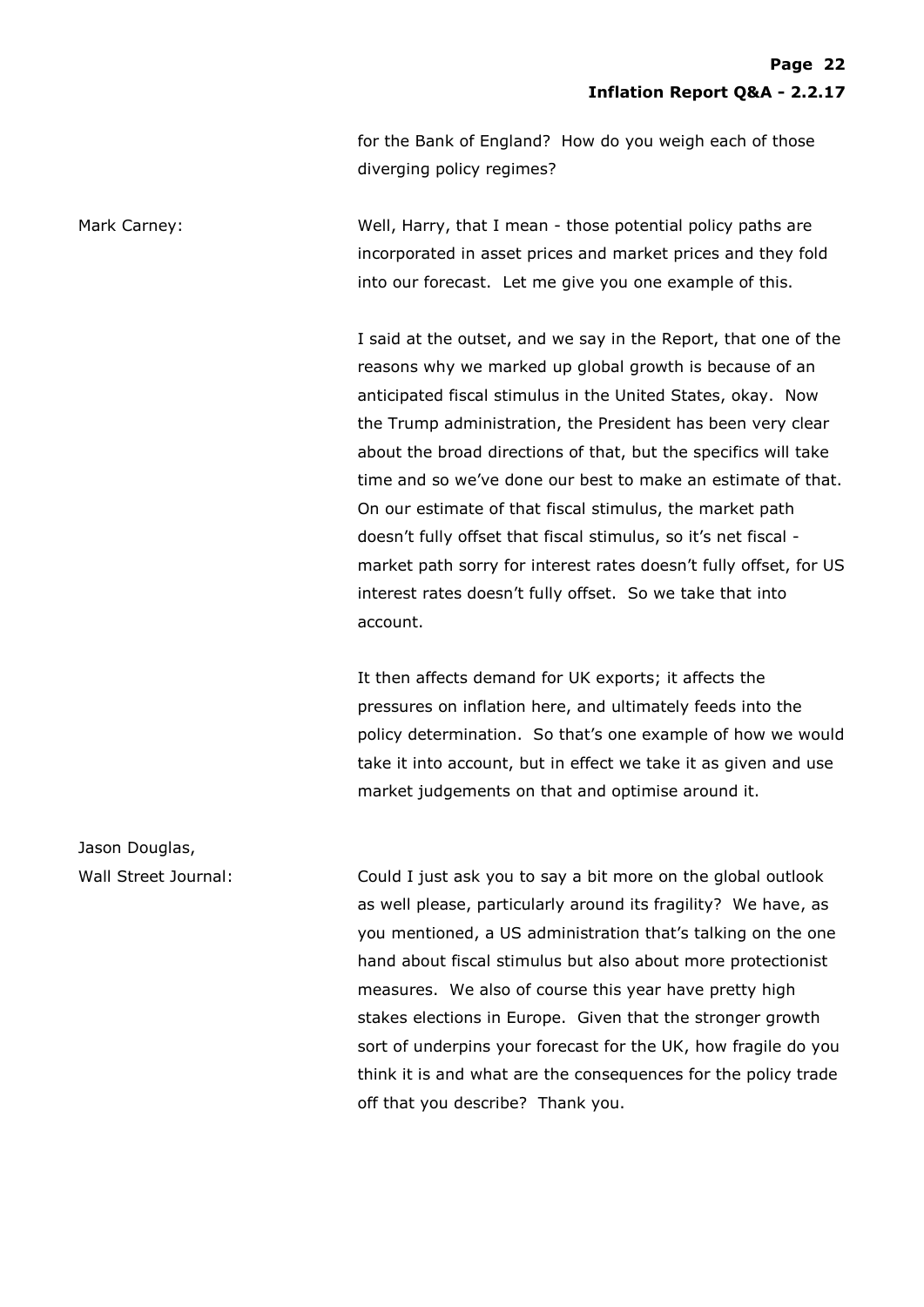for the Bank of England? How do you weigh each of those diverging policy regimes?

Mark Carney: Well, Harry, that I mean - those potential policy paths are incorporated in asset prices and market prices and they fold into our forecast. Let me give you one example of this.

I said at the outset, and we say in the Report, that one of the reasons why we marked up global growth is because of an anticipated fiscal stimulus in the United States, okay. Now the Trump administration, the President has been very clear about the broad directions of that, but the specifics will take time and so we've done our best to make an estimate of that. On our estimate of that fiscal stimulus, the market path doesn't fully offset that fiscal stimulus, so it's net fiscal - market path sorry for interest rates doesn't fully offset, for US interest rates doesn't fully offset. So we take that into account.

It then affects demand for UK exports; it affects the pressures on inflation here, and ultimately feeds into the policy determination. So that's one example of how we would take it into account, but in effect we take it as given and use market judgements on that and optimise around it.

Jason Douglas, Wall Street Journal: Could I just ask you to say a bit more on the global outlook as well please, particularly around its fragility? We have, as you mentioned, a US administration that's talking on the one hand about fiscal stimulus but also about more protectionist measures. We also of course this year have pretty high stakes elections in Europe. Given that the stronger growth sort of underpins your forecast for the UK, how fragile do you think it is and what are the consequences for the policy trade off that you describe? Thank you.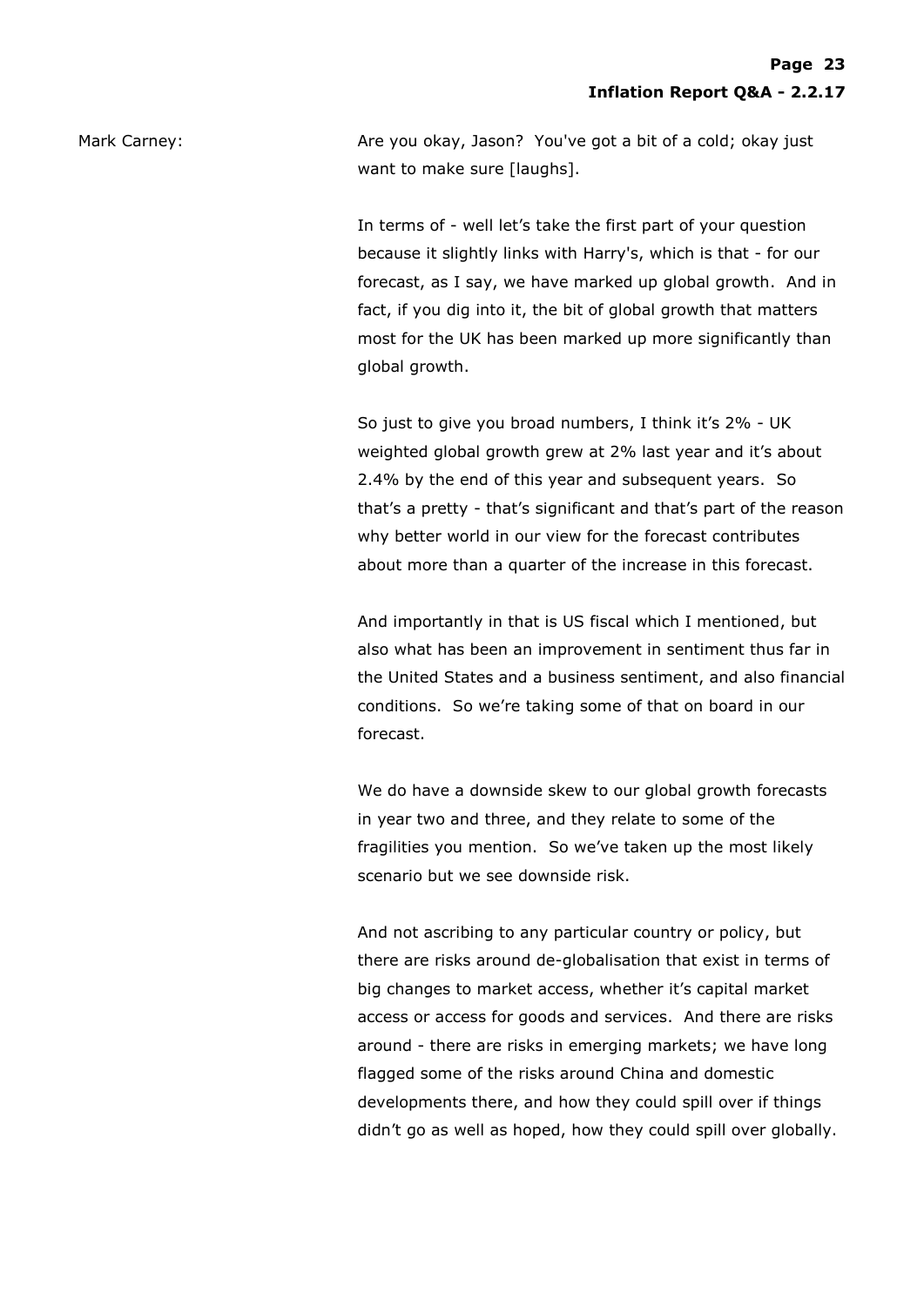Mark Carney: Are you okay, Jason? You've got a bit of a cold; okay just want to make sure [laughs].

In terms of - well let's take the first part of your question because it slightly links with Harry's, which is that - for our forecast, as I say, we have marked up global growth. And in fact, if you dig into it, the bit of global growth that matters most for the UK has been marked up more significantly than global growth.

So just to give you broad numbers, I think it's 2% - UK weighted global growth grew at 2% last year and it's about 2.4% by the end of this year and subsequent years. So that's a pretty - that's significant and that's part of the reason why better world in our view for the forecast contributes about more than a quarter of the increase in this forecast.

And importantly in that is US fiscal which I mentioned, but also what has been an improvement in sentiment thus far in the United States and a business sentiment, and also financial conditions. So we're taking some of that on board in our forecast.

We do have a downside skew to our global growth forecasts in year two and three, and they relate to some of the fragilities you mention. So we've taken up the most likely scenario but we see downside risk.

And not ascribing to any particular country or policy, but there are risks around de-globalisation that exist in terms of big changes to market access, whether it's capital market access or access for goods and services. And there are risks around - there are risks in emerging markets; we have long flagged some of the risks around China and domestic developments there, and how they could spill over if things didn't go as well as hoped, how they could spill over globally.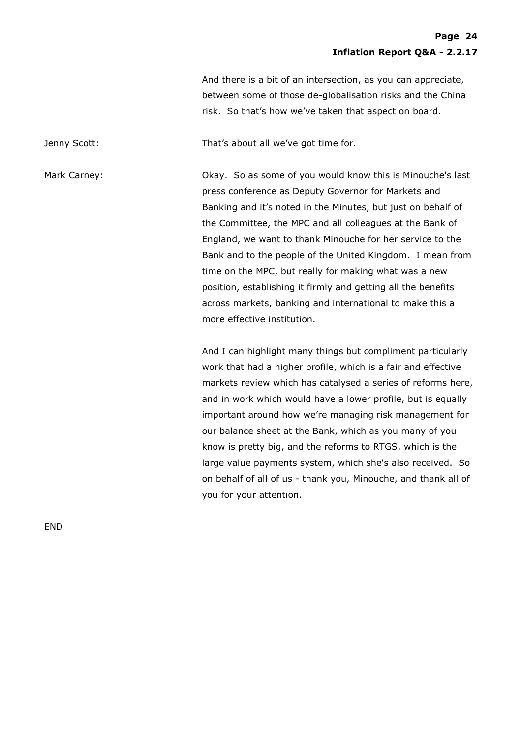And there is a bit of an intersection, as you can appreciate, between some of those de-globalisation risks and the China risk. So that's how we've taken that aspect on board.

Jenny Scott: That's about all we've got time for.

Mark Carney: Okay. So as some of you would know this is Minouche's last press conference as Deputy Governor for Markets and Banking and it's noted in the Minutes, but just on behalf of the Committee, the MPC and all colleagues at the Bank of England, we want to thank Minouche for her service to the Bank and to the people of the United Kingdom. I mean from time on the MPC, but really for making what was a new position, establishing it firmly and getting all the benefits across markets, banking and international to make this a more effective institution.

And I can highlight many things but compliment particularly work that had a higher profile, which is a fair and effective markets review which has catalysed a series of reforms here, and in work which would have a lower profile, but is equally important around how we're managing risk management for our balance sheet at the Bank, which as you many of you know is pretty big, and the reforms to RTGS, which is the large value payments system, which she's also received. So on behalf of all of us - thank you, Minouche, and thank all of you for your attention.

END